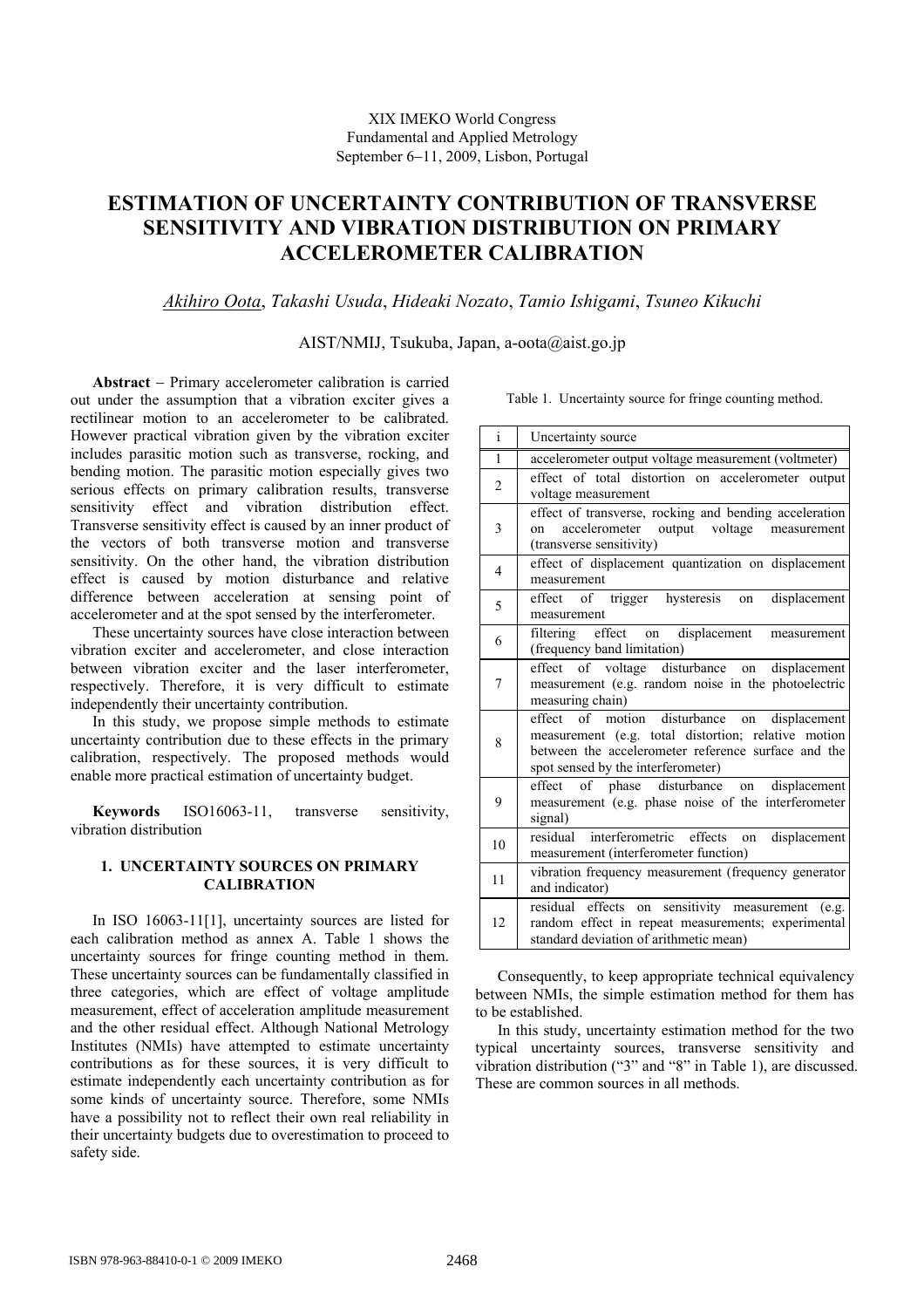XIX IMEKO World Congress
Fundamental and Applied Metrology
September 6–11, 2009, Lisbon, Portugal

# ESTIMATION OF UNCERTAINTY CONTRIBUTION OF TRANSVERSE SENSITIVITY AND VIBRATION DISTRIBUTION ON PRIMARY ACCELEROMETER CALIBRATION

*Akihiro Oota*, *Takashi Usuda*, *Hideaki Nozato*, *Tamio Ishigami*, *Tsuneo Kikuchi*

AIST/NMIJ, Tsukuba, Japan, a-oota@aist.go.jp

**Abstract** − Primary accelerometer calibration is carried out under the assumption that a vibration exciter gives a rectilinear motion to an accelerometer to be calibrated. However practical vibration given by the vibration exciter includes parasitic motion such as transverse, rocking, and bending motion. The parasitic motion especially gives two serious effects on primary calibration results, transverse sensitivity effect and vibration distribution effect. Transverse sensitivity effect is caused by an inner product of the vectors of both transverse motion and transverse sensitivity. On the other hand, the vibration distribution effect is caused by motion disturbance and relative difference between acceleration at sensing point of accelerometer and at the spot sensed by the interferometer.

These uncertainty sources have close interaction between vibration exciter and accelerometer, and close interaction between vibration exciter and the laser interferometer, respectively. Therefore, it is very difficult to estimate independently their uncertainty contribution.

In this study, we propose simple methods to estimate uncertainty contribution due to these effects in the primary calibration, respectively. The proposed methods would enable more practical estimation of uncertainty budget.

**Keywords** ISO16063-11, transverse sensitivity, vibration distribution

## 1. UNCERTAINTY SOURCES ON PRIMARY CALIBRATION

In ISO 16063-11[1], uncertainty sources are listed for each calibration method as annex A. Table 1 shows the uncertainty sources for fringe counting method in them. These uncertainty sources can be fundamentally classified in three categories, which are effect of voltage amplitude measurement, effect of acceleration amplitude measurement and the other residual effect. Although National Metrology Institutes (NMIs) have attempted to estimate uncertainty contributions as for these sources, it is very difficult to estimate independently each uncertainty contribution as for some kinds of uncertainty source. Therefore, some NMIs have a possibility not to reflect their own real reliability in their uncertainty budgets due to overestimation to proceed to safety side.

Table 1. Uncertainty source for fringe counting method.

| i | Uncertainty source |
|---|---|
| 1 | accelerometer output voltage measurement (voltmeter) |
| 2 | effect of total distortion on accelerometer output voltage measurement |
| 3 | effect of transverse, rocking and bending acceleration on accelerometer output voltage measurement (transverse sensitivity) |
| 4 | effect of displacement quantization on displacement measurement |
| 5 | effect of trigger hysteresis on displacement measurement |
| 6 | filtering effect on displacement measurement (frequency band limitation) |
| 7 | effect of voltage disturbance on displacement measurement (e.g. random noise in the photoelectric measuring chain) |
| 8 | effect of motion disturbance on displacement measurement (e.g. total distortion; relative motion between the accelerometer reference surface and the spot sensed by the interferometer) |
| 9 | effect of phase disturbance on displacement measurement (e.g. phase noise of the interferometer signal) |
| 10 | residual interferometric effects on displacement measurement (interferometer function) |
| 11 | vibration frequency measurement (frequency generator and indicator) |
| 12 | residual effects on sensitivity measurement (e.g. random effect in repeat measurements; experimental standard deviation of arithmetic mean) |

Consequently, to keep appropriate technical equivalency between NMIs, the simple estimation method for them has to be established.

In this study, uncertainty estimation method for the two typical uncertainty sources, transverse sensitivity and vibration distribution ("3" and "8" in Table 1), are discussed. These are common sources in all methods.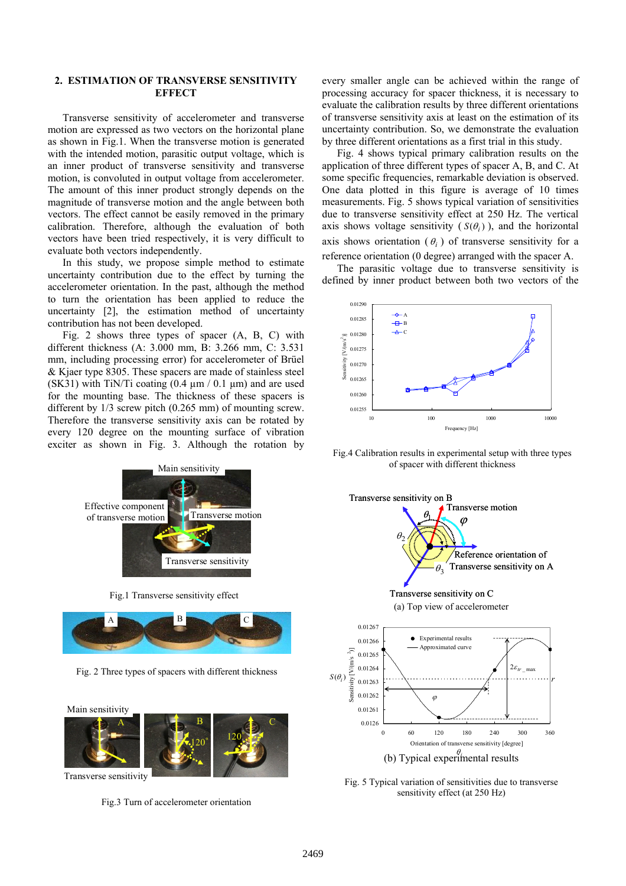## 2. ESTIMATION OF TRANSVERSE SENSITIVITY EFFECT

Transverse sensitivity of accelerometer and transverse motion are expressed as two vectors on the horizontal plane as shown in Fig.1. When the transverse motion is generated with the intended motion, parasitic output voltage, which is an inner product of transverse sensitivity and transverse motion, is convoluted in output voltage from accelerometer. The amount of this inner product strongly depends on the magnitude of transverse motion and the angle between both vectors. The effect cannot be easily removed in the primary calibration. Therefore, although the evaluation of both vectors have been tried respectively, it is very difficult to evaluate both vectors independently.

In this study, we propose simple method to estimate uncertainty contribution due to the effect by turning the accelerometer orientation. In the past, although the method to turn the orientation has been applied to reduce the uncertainty [2], the estimation method of uncertainty contribution has not been developed.

Fig. 2 shows three types of spacer (A, B, C) with different thickness (A: 3.000 mm, B: 3.266 mm, C: 3.531 mm, including processing error) for accelerometer of Brüel & Kjaer type 8305. These spacers are made of stainless steel (SK31) with TiN/Ti coating (0.4 µm / 0.1 µm) and are used for the mounting base. The thickness of these spacers is different by 1/3 screw pitch (0.265 mm) of mounting screw. Therefore the transverse sensitivity axis can be rotated by every 120 degree on the mounting surface of vibration exciter as shown in Fig. 3. Although the rotation by every smaller angle can be achieved within the range of processing accuracy for spacer thickness, it is necessary to evaluate the calibration results by three different orientations of transverse sensitivity axis at least on the estimation of its uncertainty contribution. So, we demonstrate the evaluation by three different orientations as a first trial in this study.

Fig.1 Transverse sensitivity effect

Fig. 2 Three types of spacers with different thickness

Fig.3 Turn of accelerometer orientation

Fig. 4 shows typical primary calibration results on the application of three different types of spacer A, B, and C. At some specific frequencies, remarkable deviation is observed. One data plotted in this figure is average of 10 times measurements. Fig. 5 shows typical variation of sensitivities due to transverse sensitivity effect at 250 Hz. The vertical axis shows voltage sensitivity ( $S(\theta_i)$ ), and the horizontal axis shows orientation ( $\theta_i$ ) of transverse sensitivity for a reference orientation (0 degree) arranged with the spacer A.

The parasitic voltage due to transverse sensitivity is defined by inner product between both two vectors of the

Fig.4 Calibration results in experimental setup with three types of spacer with different thickness

(a) Top view of accelerometer

(b) Typical experimental results

Fig. 5 Typical variation of sensitivities due to transverse sensitivity effect (at 250 Hz)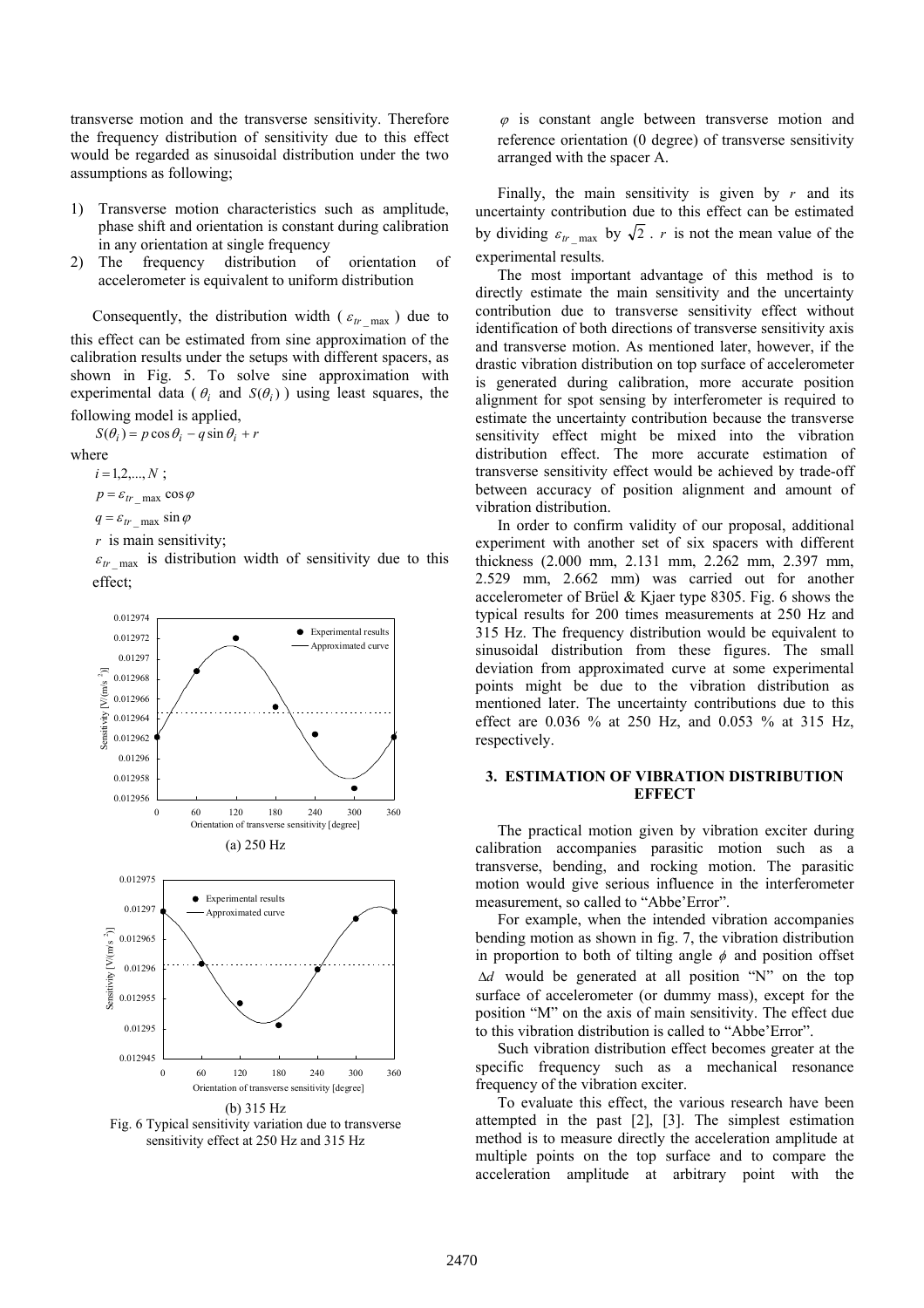transverse motion and the transverse sensitivity. Therefore the frequency distribution of sensitivity due to this effect would be regarded as sinusoidal distribution under the two assumptions as following;

1) Transverse motion characteristics such as amplitude, phase shift and orientation is constant during calibration in any orientation at single frequency
2) The frequency distribution of orientation of accelerometer is equivalent to uniform distribution

Consequently, the distribution width ($\varepsilon_{tr\_max}$) due to this effect can be estimated from sine approximation of the calibration results under the setups with different spacers, as shown in Fig. 5. To solve sine approximation with experimental data ($\theta_i$ and $S(\theta_i)$) using least squares, the following model is applied,

$$S(\theta_i) = p\cos\theta_i - q\sin\theta_i + r$$

where

$i = 1,2,...,N$ ;

$p = \varepsilon_{tr\_max}\cos\varphi$

$q = \varepsilon_{tr\_max}\sin\varphi$

$r$ is main sensitivity;

$\varepsilon_{tr\_max}$ is distribution width of sensitivity due to this effect;

$\varphi$ is constant angle between transverse motion and reference orientation (0 degree) of transverse sensitivity arranged with the spacer A.

Finally, the main sensitivity is given by $r$ and its uncertainty contribution due to this effect can be estimated by dividing $\varepsilon_{tr\_max}$ by $\sqrt{2}$ . $r$ is not the mean value of the experimental results.

The most important advantage of this method is to directly estimate the main sensitivity and the uncertainty contribution due to transverse sensitivity effect without identification of both directions of transverse sensitivity axis and transverse motion. As mentioned later, however, if the drastic vibration distribution on top surface of accelerometer is generated during calibration, more accurate position alignment for spot sensing by interferometer is required to estimate the uncertainty contribution because the transverse sensitivity effect might be mixed into the vibration distribution effect. The more accurate estimation of transverse sensitivity effect would be achieved by trade-off between accuracy of position alignment and amount of vibration distribution.

In order to confirm validity of our proposal, additional experiment with another set of six spacers with different thickness (2.000 mm, 2.131 mm, 2.262 mm, 2.397 mm, 2.529 mm, 2.662 mm) was carried out for another accelerometer of Brüel & Kjaer type 8305. Fig. 6 shows the typical results for 200 times measurements at 250 Hz and 315 Hz. The frequency distribution would be equivalent to sinusoidal distribution from these figures. The small deviation from approximated curve at some experimental points might be due to the vibration distribution as mentioned later. The uncertainty contributions due to this effect are 0.036 % at 250 Hz, and 0.053 % at 315 Hz, respectively.

(a) 250 Hz

(b) 315 Hz

Fig. 6 Typical sensitivity variation due to transverse sensitivity effect at 250 Hz and 315 Hz

## 3. ESTIMATION OF VIBRATION DISTRIBUTION EFFECT

The practical motion given by vibration exciter during calibration accompanies parasitic motion such as a transverse, bending, and rocking motion. The parasitic motion would give serious influence in the interferometer measurement, so called to "Abbe'Error".

For example, when the intended vibration accompanies bending motion as shown in fig. 7, the vibration distribution in proportion to both of tilting angle $\phi$ and position offset $\Delta d$ would be generated at all position "N" on the top surface of accelerometer (or dummy mass), except for the position "M" on the axis of main sensitivity. The effect due to this vibration distribution is called to "Abbe'Error".

Such vibration distribution effect becomes greater at the specific frequency such as a mechanical resonance frequency of the vibration exciter.

To evaluate this effect, the various research have been attempted in the past [2], [3]. The simplest estimation method is to measure directly the acceleration amplitude at multiple points on the top surface and to compare the acceleration amplitude at arbitrary point with the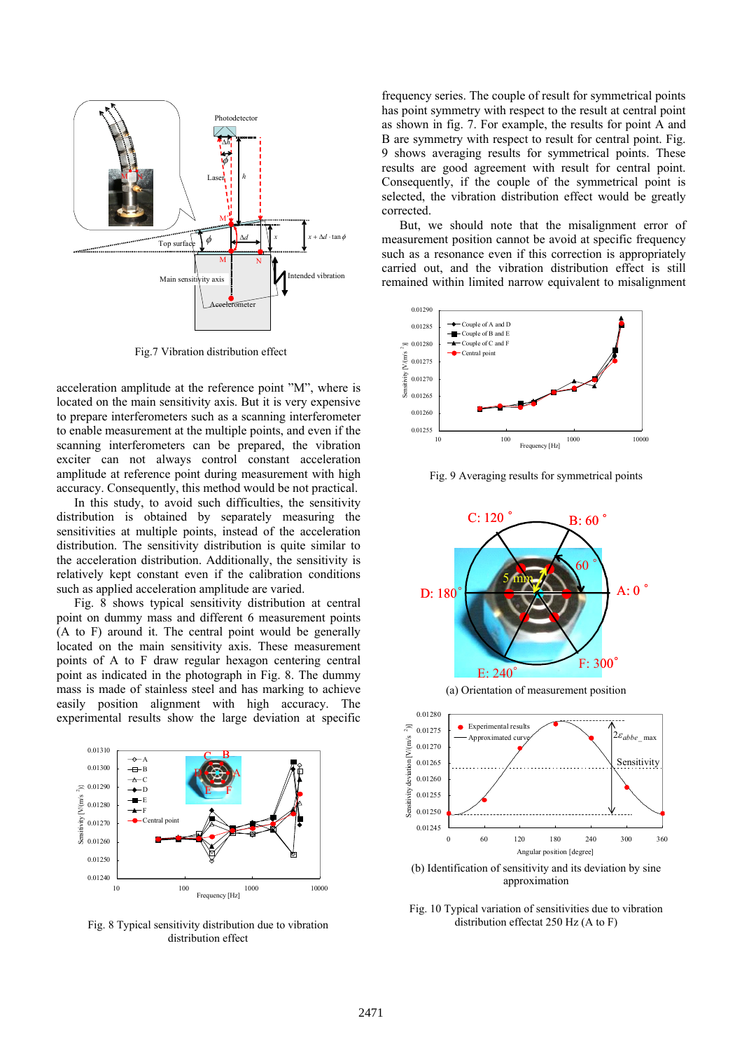Fig.7 Vibration distribution effect

acceleration amplitude at the reference point "M", where is located on the main sensitivity axis. But it is very expensive to prepare interferometers such as a scanning interferometer to enable measurement at the multiple points, and even if the scanning interferometers can be prepared, the vibration exciter can not always control constant acceleration amplitude at reference point during measurement with high accuracy. Consequently, this method would be not practical.

In this study, to avoid such difficulties, the sensitivity distribution is obtained by separately measuring the sensitivities at multiple points, instead of the acceleration distribution. The sensitivity distribution is quite similar to the acceleration distribution. Additionally, the sensitivity is relatively kept constant even if the calibration conditions such as applied acceleration amplitude are varied.

Fig. 8 shows typical sensitivity distribution at central point on dummy mass and different 6 measurement points (A to F) around it. The central point will be generally located on the main sensitivity axis. These measurement points of A to F draw regular hexagon centering central point as indicated in the photograph in Fig. 8. The dummy mass is made of stainless steel and has marking to achieve easily position alignment with high accuracy. The experimental results show the large deviation at specific

Fig. 8 Typical sensitivity distribution due to vibration distribution effect

frequency series. The couple of result for symmetrical points has point symmetry with respect to the result at central point as shown in fig. 7. For example, the results for point A and B are symmetry with respect to result for central point. Fig. 9 shows averaging results for symmetrical points. These results are good agreement with result for central point. Consequently, if the couple of the symmetrical point is selected, the vibration distribution effect would be greatly corrected.

But, we should note that the misalignment error of measurement position cannot be avoid at specific frequency such as a resonance even if this correction is appropriately carried out, and the vibration distribution effect is still remained within limited narrow equivalent to misalignment

Fig. 9 Averaging results for symmetrical points

(a) Orientation of measurement position

(b) Identification of sensitivity and its deviation by sine approximation

Fig. 10 Typical variation of sensitivities due to vibration distribution effectat 250 Hz (A to F)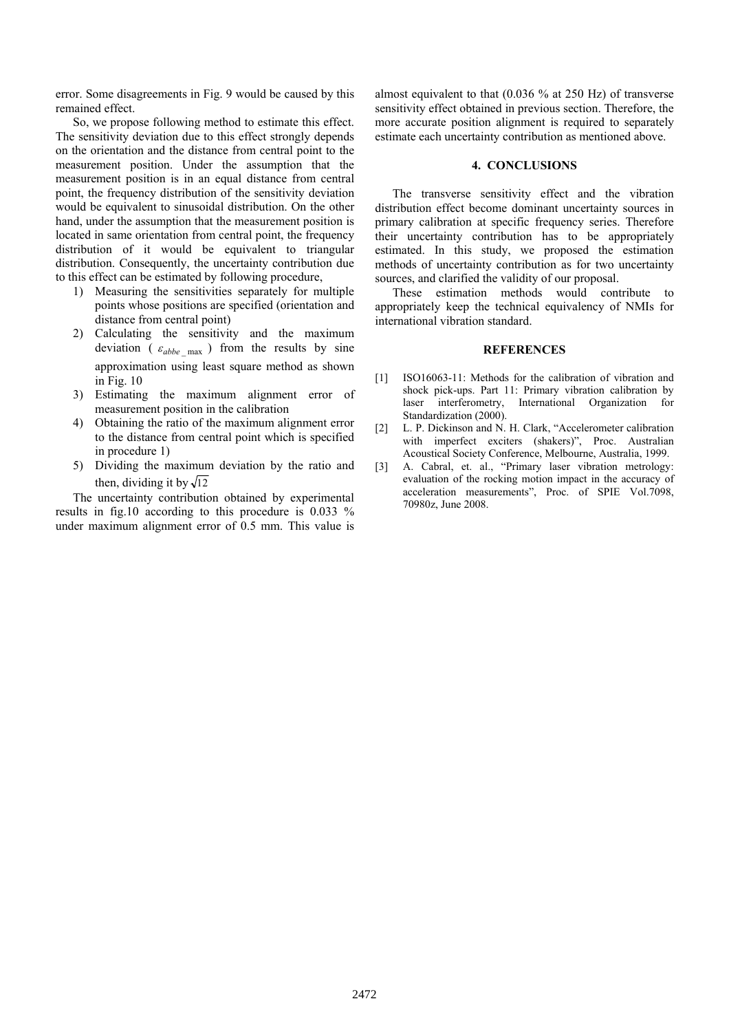error. Some disagreements in Fig. 9 would be caused by this remained effect.

So, we propose following method to estimate this effect. The sensitivity deviation due to this effect strongly depends on the orientation and the distance from central point to the measurement position. Under the assumption that the measurement position is in an equal distance from central point, the frequency distribution of the sensitivity deviation would be equivalent to sinusoidal distribution. On the other hand, under the assumption that the measurement position is located in same orientation from central point, the frequency distribution of it would be equivalent to triangular distribution. Consequently, the uncertainty contribution due to this effect can be estimated by following procedure,

1) Measuring the sensitivities separately for multiple points whose positions are specified (orientation and distance from central point)
2) Calculating the sensitivity and the maximum deviation ( $\varepsilon_{abbe\_max}$ ) from the results by sine approximation using least square method as shown in Fig. 10
3) Estimating the maximum alignment error of measurement position in the calibration
4) Obtaining the ratio of the maximum alignment error to the distance from central point which is specified in procedure 1)
5) Dividing the maximum deviation by the ratio and then, dividing it by $\sqrt{12}$

The uncertainty contribution obtained by experimental results in fig.10 according to this procedure is 0.033 % under maximum alignment error of 0.5 mm. This value is almost equivalent to that (0.036 % at 250 Hz) of transverse sensitivity effect obtained in previous section. Therefore, the more accurate position alignment is required to separately estimate each uncertainty contribution as mentioned above.

## 4. CONCLUSIONS

The transverse sensitivity effect and the vibration distribution effect become dominant uncertainty sources in primary calibration at specific frequency series. Therefore their uncertainty contribution has to be appropriately estimated. In this study, we proposed the estimation methods of uncertainty contribution as for two uncertainty sources, and clarified the validity of our proposal.

These estimation methods would contribute to appropriately keep the technical equivalency of NMIs for international vibration standard.

## REFERENCES

[1] ISO16063-11: Methods for the calibration of vibration and shock pick-ups. Part 11: Primary vibration calibration by laser interferometry, International Organization for Standardization (2000).

[2] L. P. Dickinson and N. H. Clark, "Accelerometer calibration with imperfect exciters (shakers)", Proc. Australian Acoustical Society Conference, Melbourne, Australia, 1999.

[3] A. Cabral, et. al., "Primary laser vibration metrology: evaluation of the rocking motion impact in the accuracy of acceleration measurements", Proc. of SPIE Vol.7098, 70980z, June 2008.